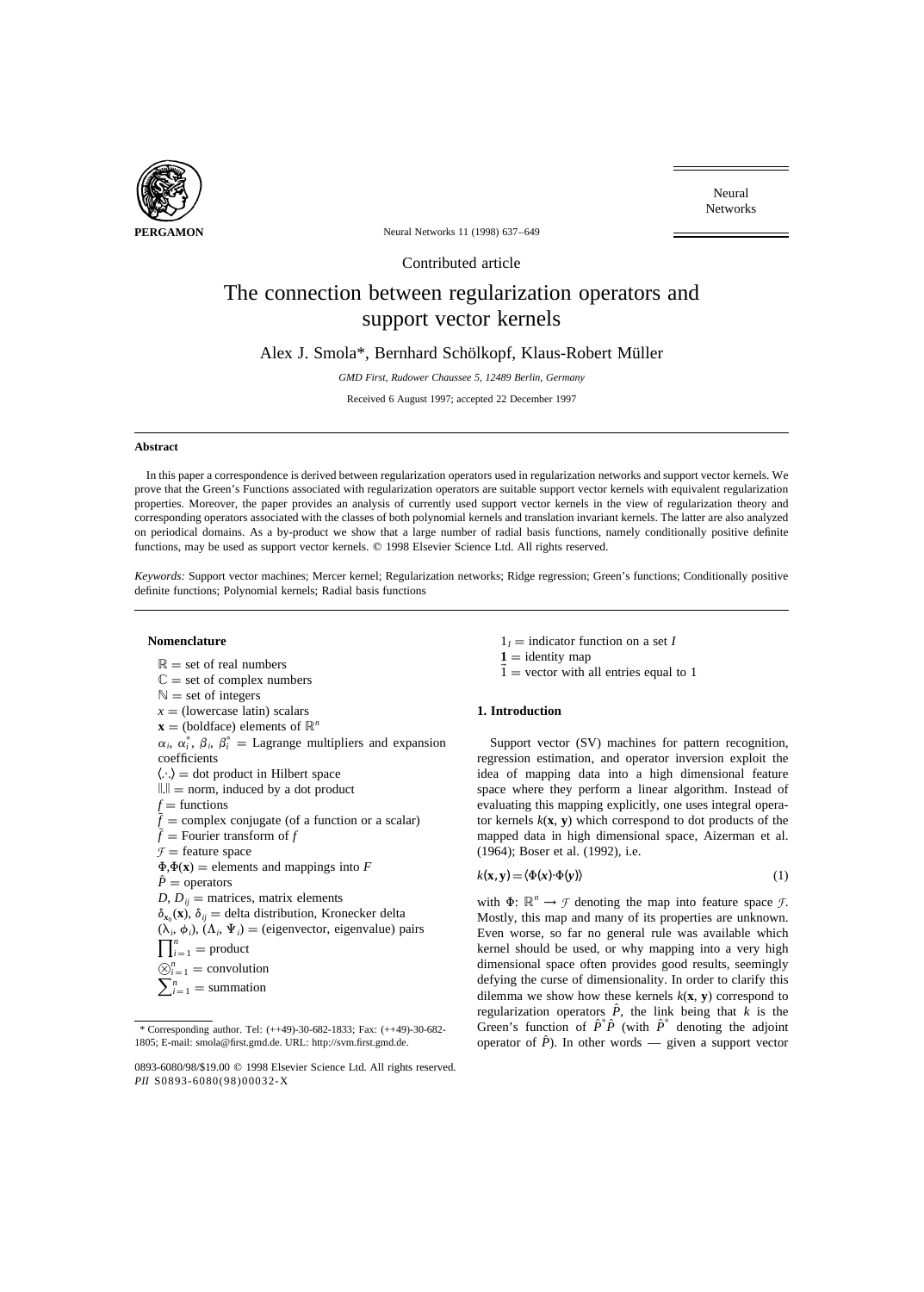Contributed article

# The connection between regularization operators and support vector kernels

Alex J. Smola*, Bernhard Schölkopf, Klaus-Robert Müller

*GMD First, Rudower Chaussee 5, 12489 Berlin, Germany*

Received 6 August 1997; accepted 22 December 1997

### Abstract

In this paper a correspondence is derived between regularization operators used in regularization networks and support vector kernels. We prove that the Green's Functions associated with regularization operators are suitable support vector kernels with equivalent regularization properties. Moreover, the paper provides an analysis of currently used support vector kernels in the view of regularization theory and corresponding operators associated with the classes of both polynomial kernels and translation invariant kernels. The latter are also analyzed on periodical domains. As a by-product we show that a large number of radial basis functions, namely conditionally positive definite functions, may be used as support vector kernels. © 1998 Elsevier Science Ltd. All rights reserved.

*Keywords:* Support vector machines; Mercer kernel; Regularization networks; Ridge regression; Green's functions; Conditionally positive definite functions; Polynomial kernels; Radial basis functions

### Nomenclature

$\mathbb{R}$ = set of real numbers
$\mathbb{C}$ = set of complex numbers
$\mathbb{N}$ = set of integers
$x$ = (lowercase latin) scalars
$\mathbf{x}$ = (boldface) elements of $\mathbb{R}^n$
$\alpha_i$, $\alpha_i^*$, $\beta_i$, $\beta_i^*$ = Lagrange multipliers and expansion coefficients
$\langle\cdot,\cdot\rangle$ = dot product in Hilbert space
$\|.\|$ = norm, induced by a dot product
$f$ = functions
$\bar{f}$ = complex conjugate (of a function or a scalar)
$\tilde{f}$ = Fourier transform of $f$
$\mathcal{F}$ = feature space
$\Phi,\Phi(\mathbf{x})$ = elements and mappings into $F$
$\hat{P}$ = operators
$D$, $D_{ij}$ = matrices, matrix elements
$\delta_{\mathbf{x}_0}(\mathbf{x})$, $\delta_{ij}$ = delta distribution, Kronecker delta
$(\lambda_i, \phi_i)$, $(\Lambda_i, \Psi_i)$ = (eigenvector, eigenvalue) pairs
$\prod_{i=1}^n$ = product
$\bigotimes_{i=1}^n$ = convolution
$\sum_{i=1}^n$ = summation
$1_I$ = indicator function on a set $I$
$\mathbf{1}$ = identity map
$\vec{1}$ = vector with all entries equal to 1

## 1. Introduction

Support vector (SV) machines for pattern recognition, regression estimation, and operator inversion exploit the idea of mapping data into a high dimensional feature space where they perform a linear algorithm. Instead of evaluating this mapping explicitly, one uses integral operator kernels $k(\mathbf{x}, \mathbf{y})$ which correspond to dot products of the mapped data in high dimensional space, Aizerman et al. (1964); Boser et al. (1992), i.e.

$$k(\mathbf{x},\mathbf{y}) = \langle \Phi(x)\cdot\Phi(y)\rangle \tag{1}$$

with $\Phi$: $\mathbb{R}^n \to \mathcal{F}$ denoting the map into feature space $\mathcal{F}$. Mostly, this map and many of its properties are unknown. Even worse, so far no general rule was available which kernel should be used, or why mapping into a very high dimensional space often provides good results, seemingly defying the curse of dimensionality. In order to clarify this dilemma we show how these kernels $k(\mathbf{x}, \mathbf{y})$ correspond to regularization operators $\hat{P}$, the link being that $k$ is the Green's function of $\hat{P}^*\hat{P}$ (with $\hat{P}^*$ denoting the adjoint operator of $\hat{P}$). In other words — given a support vector

* Corresponding author. Tel: (++49)-30-682-1833; Fax: (++49)-30-682-1805; E-mail: smola@first.gmd.de. URL: http://svm.first.gmd.de.

0893-6080/98/$19.00 © 1998 Elsevier Science Ltd. All rights reserved.
*PII* S0893-6080(98)00032-X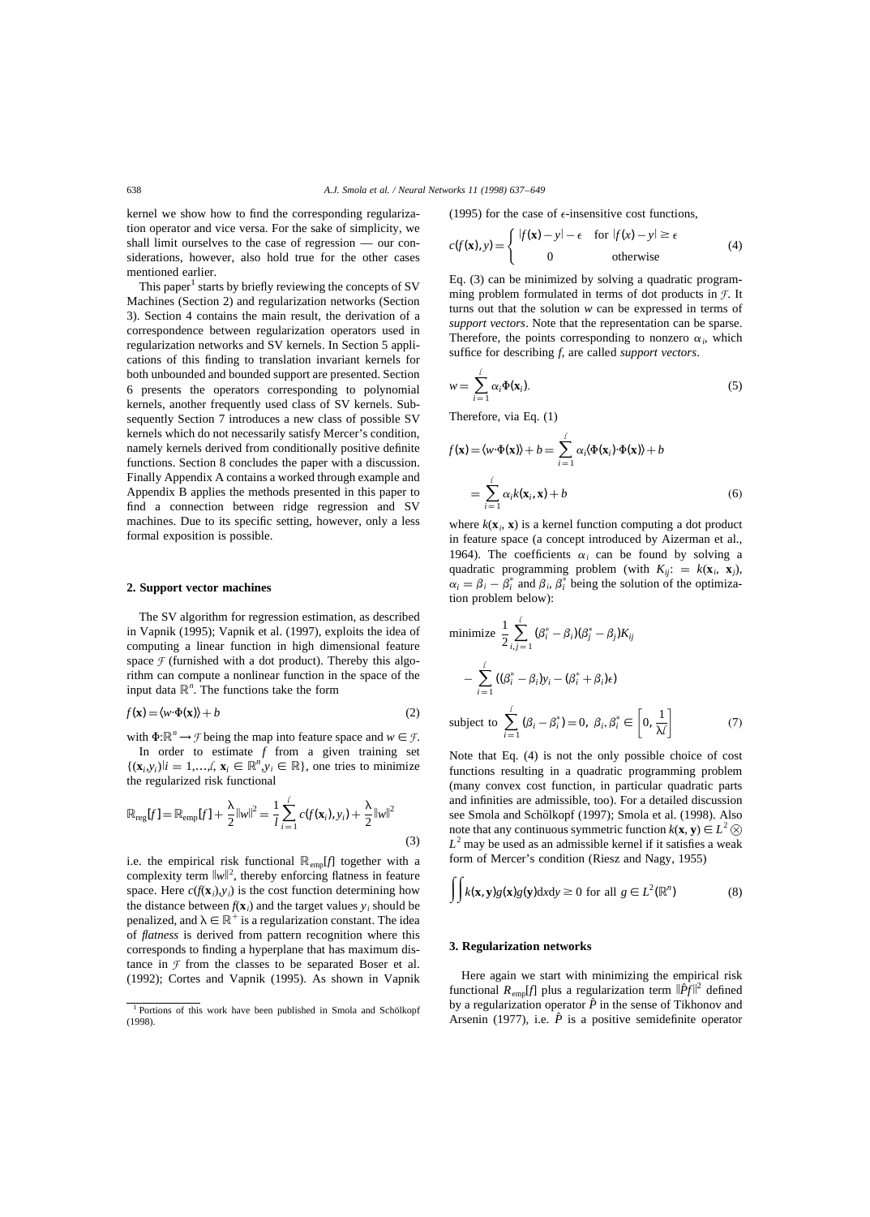kernel we show how to find the corresponding regularization operator and vice versa. For the sake of simplicity, we shall limit ourselves to the case of regression — our considerations, however, also hold true for the other cases mentioned earlier.

This paper[1] starts by briefly reviewing the concepts of SV Machines (Section 2) and regularization networks (Section 3). Section 4 contains the main result, the derivation of a correspondence between regularization operators used in regularization networks and SV kernels. In Section 5 applications of this finding to translation invariant kernels for both unbounded and bounded support are presented. Section 6 presents the operators corresponding to polynomial kernels, another frequently used class of SV kernels. Subsequently Section 7 introduces a new class of possible SV kernels which do not necessarily satisfy Mercer's condition, namely kernels derived from conditionally positive definite functions. Section 8 concludes the paper with a discussion. Finally Appendix A contains a worked through example and Appendix B applies the methods presented in this paper to find a connection between ridge regression and SV machines. Due to its specific setting, however, only a less formal exposition is possible.

## 2. Support vector machines

The SV algorithm for regression estimation, as described in Vapnik (1995); Vapnik et al. (1997), exploits the idea of computing a linear function in high dimensional feature space $\mathcal{F}$ (furnished with a dot product). Thereby this algorithm can compute a nonlinear function in the space of the input data $\mathbb{R}^n$. The functions take the form

$$f(\mathbf{x}) = \langle w \cdot \Phi(\mathbf{x}) \rangle + b \tag{2}$$

with $\Phi : \mathbb{R}^n \rightarrow \mathcal{F}$ being the map into feature space and $w \in \mathcal{F}$.

In order to estimate $f$ from a given training set $\{(\mathbf{x}_i, y_i) | i = 1, \ldots, \ell, \mathbf{x}_i \in \mathbb{R}^n, y_i \in \mathbb{R}\}$, one tries to minimize the regularized risk functional

$$\mathbb{R}_{\text{reg}}[f] = \mathbb{R}_{\text{emp}}[f] + \frac{\lambda}{2}\|w\|^2 = \frac{1}{l}\sum_{i=1}^{\ell} c(f(\mathbf{x}_i), y_i) + \frac{\lambda}{2}\|w\|^2 \tag{3}$$

i.e. the empirical risk functional $\mathbb{R}_{\text{emp}}[f]$ together with a complexity term $\|w\|^2$, thereby enforcing flatness in feature space. Here $c(f(\mathbf{x}_i), y_i)$ is the cost function determining how the distance between $f(\mathbf{x}_i)$ and the target values $y_i$ should be penalized, and $\lambda \in \mathbb{R}^+$ is a regularization constant. The idea of *flatness* is derived from pattern recognition where this corresponds to finding a hyperplane that has maximum distance in $\mathcal{F}$ from the classes to be separated Boser et al. (1992); Cortes and Vapnik (1995). As shown in Vapnik (1995) for the case of $\epsilon$-insensitive cost functions,

$$c(f(\mathbf{x}), y) = \begin{cases} |f(\mathbf{x}) - y| - \epsilon & \text{for } |f(x) - y| \geq \epsilon \\ 0 & \text{otherwise} \end{cases} \tag{4}$$

Eq. (3) can be minimized by solving a quadratic programming problem formulated in terms of dot products in $\mathcal{F}$. It turns out that the solution $w$ can be expressed in terms of *support vectors*. Note that the representation can be sparse. Therefore, the points corresponding to nonzero $\alpha_i$, which suffice for describing $f$, are called *support vectors*.

$$w = \sum_{i=1}^{\ell} \alpha_i \Phi(\mathbf{x}_i). \tag{5}$$

Therefore, via Eq. (1)

$$f(\mathbf{x}) = \langle w \cdot \Phi(\mathbf{x}) \rangle + b = \sum_{i=1}^{\ell} \alpha_i \langle \Phi(\mathbf{x}_i) \cdot \Phi(\mathbf{x}) \rangle + b$$
$$= \sum_{i=1}^{\ell} \alpha_i k(\mathbf{x}_i, \mathbf{x}) + b \tag{6}$$

where $k(\mathbf{x}_i, \mathbf{x})$ is a kernel function computing a dot product in feature space (a concept introduced by Aizerman et al., 1964). The coefficients $\alpha_i$ can be found by solving a quadratic programming problem (with $K_{ij} := k(\mathbf{x}_i, \mathbf{x}_j)$, $\alpha_i = \beta_i - \beta_i^*$ and $\beta_i, \beta_i^*$ being the solution of the optimization problem below):

$$\begin{aligned} &\text{minimize } \frac{1}{2}\sum_{i,j=1}^{\ell} (\beta_i^* - \beta_i)(\beta_j^* - \beta_j) K_{ij} \\ &\quad - \sum_{i=1}^{\ell} ((\beta_i^* - \beta_i) y_i - (\beta_i^* + \beta_i)\epsilon) \\ &\text{subject to } \sum_{i=1}^{\ell} (\beta_i - \beta_i^*) = 0, \ \beta_i, \beta_i^* \in \left[0, \frac{1}{\lambda l}\right] \end{aligned} \tag{7}$$

Note that Eq. (4) is not the only possible choice of cost functions resulting in a quadratic programming problem (many convex cost function, in particular quadratic parts and infinities are admissible, too). For a detailed discussion see Smola and Schölkopf (1997); Smola et al. (1998). Also note that any continuous symmetric function $k(\mathbf{x}, \mathbf{y}) \in L^2 \otimes L^2$ may be used as an admissible kernel if it satisfies a weak form of Mercer's condition (Riesz and Nagy, 1955)

$$\iint k(\mathbf{x}, \mathbf{y}) g(\mathbf{x}) g(\mathbf{y}) d\mathbf{x} d\mathbf{y} \geq 0 \text{ for all } g \in L^2(\mathbb{R}^n) \tag{8}$$

## 3. Regularization networks

Here again we start with minimizing the empirical risk functional $R_{\text{emp}}[f]$ plus a regularization term $\|\hat{P}f\|^2$ defined by a regularization operator $\hat{P}$ in the sense of Tikhonov and Arsenin (1977), i.e. $\hat{P}$ is a positive semidefinite operator

[1] Portions of this work have been published in Smola and Schölkopf (1998).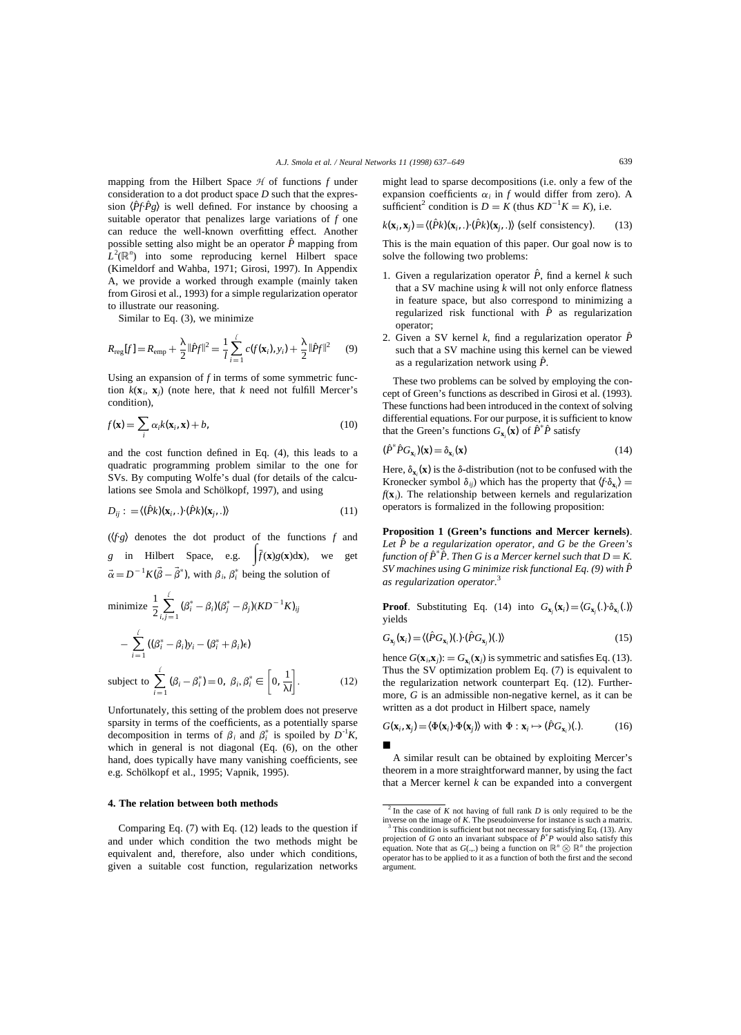mapping from the Hilbert Space $\mathcal{H}$ of functions $f$ under consideration to a dot product space $D$ such that the expression $\langle \hat{P}f \cdot \hat{P}g \rangle$ is well defined. For instance by choosing a suitable operator that penalizes large variations of $f$ one can reduce the well-known overfitting effect. Another possible setting also might be an operator $\hat{P}$ mapping from $L^2(\mathbb{R}^n)$ into some reproducing kernel Hilbert space (Kimeldorf and Wahba, 1971; Girosi, 1997). In Appendix A, we provide a worked through example (mainly taken from Girosi et al., 1993) for a simple regularization operator to illustrate our reasoning.

Similar to Eq. (3), we minimize

$$R_{\text{reg}}[f] = R_{\text{emp}} + \frac{\lambda}{2}\|\hat{P}f\|^2 = \frac{1}{l}\sum_{i=1}^{\ell} c(f(\mathbf{x}_i), y_i) + \frac{\lambda}{2}\|\hat{P}f\|^2 \quad (9)$$

Using an expansion of $f$ in terms of some symmetric function $k(\mathbf{x}_i, \mathbf{x}_j)$ (note here, that $k$ need not fulfill Mercer's condition),

$$f(\mathbf{x}) = \sum_i \alpha_i k(\mathbf{x}_i, \mathbf{x}) + b, \quad (10)$$

and the cost function defined in Eq. (4), this leads to a quadratic programming problem similar to the one for SVs. By computing Wolfe's dual (for details of the calculations see Smola and Schölkopf, 1997), and using

$$D_{ij} := \langle (\hat{P}k)(\mathbf{x}_i, .) \cdot (\hat{P}k)(\mathbf{x}_j, .) \rangle \quad (11)$$

($\langle f \cdot g \rangle$ denotes the dot product of the functions $f$ and $g$ in Hilbert Space, e.g. $\int \bar{f}(\mathbf{x})g(\mathbf{x})d\mathbf{x}$), we get $\vec{\alpha} = D^{-1}K(\vec{\beta} - \vec{\beta}^*)$, with $\beta_i$, $\beta_i^*$ being the solution of

$$\text{minimize } \frac{1}{2}\sum_{i,j=1}^{\ell}(\beta_i^* - \beta_i)(\beta_j^* - \beta_j)(KD^{-1}K)_{ij}$$
$$- \sum_{i=1}^{\ell}((\beta_i^* - \beta_i)y_i - (\beta_i^* + \beta_i)\epsilon)$$
$$\text{subject to } \sum_{i=1}^{\ell}(\beta_i - \beta_i^*) = 0, \ \beta_i, \beta_i^* \in \left[0, \frac{1}{\lambda l}\right]. \quad (12)$$

Unfortunately, this setting of the problem does not preserve sparsity in terms of the coefficients, as a potentially sparse decomposition in terms of $\beta_i$ and $\beta_i^*$ is spoiled by $D^{-1}K$, which in general is not diagonal (Eq. (6), on the other hand, does typically have many vanishing coefficients, see e.g. Schölkopf et al., 1995; Vapnik, 1995).

## 4. The relation between both methods

Comparing Eq. (7) with Eq. (12) leads to the question if and under which condition the two methods might be equivalent and, therefore, also under which conditions, given a suitable cost function, regularization networks might lead to sparse decompositions (i.e. only a few of the expansion coefficients $\alpha_i$ in $f$ would differ from zero). A sufficient[2] condition is $D = K$ (thus $KD^{-1}K = K$), i.e.

$$k(\mathbf{x}_i, \mathbf{x}_j) = \langle (\hat{P}k)(\mathbf{x}_i, .) \cdot (\hat{P}k)(\mathbf{x}_j, .) \rangle \text{ (self consistency)}. \quad (13)$$

This is the main equation of this paper. Our goal now is to solve the following two problems:

1. Given a regularization operator $\hat{P}$, find a kernel $k$ such that a SV machine using $k$ will not only enforce flatness in feature space, but also correspond to minimizing a regularized risk functional with $\hat{P}$ as regularization operator;
2. Given a SV kernel $k$, find a regularization operator $\hat{P}$ such that a SV machine using this kernel can be viewed as a regularization network using $\hat{P}$.

These two problems can be solved by employing the concept of Green's functions as described in Girosi et al. (1993). These functions had been introduced in the context of solving differential equations. For our purpose, it is sufficient to know that the Green's functions $G_{\mathbf{x}_i}(\mathbf{x})$ of $\hat{P}^*\hat{P}$ satisfy

$$(\hat{P}^*\hat{P}G_{\mathbf{x}_i})(\mathbf{x}) = \delta_{\mathbf{x}_i}(\mathbf{x}) \quad (14)$$

Here, $\delta_{\mathbf{x}_i}(\mathbf{x})$ is the $\delta$-distribution (not to be confused with the Kronecker symbol $\delta_{ij}$) which has the property that $\langle f \cdot \delta_{\mathbf{x}_i} \rangle = f(\mathbf{x}_i)$. The relationship between kernels and regularization operators is formalized in the following proposition:

**Proposition 1 (Green's functions and Mercer kernels).** *Let $\hat{P}$ be a regularization operator, and $G$ be the Green's function of $\hat{P}^*\hat{P}$. Then $G$ is a Mercer kernel such that $D = K$. SV machines using $G$ minimize risk functional Eq. (9) with $\hat{P}$ as regularization operator.*[3]

**Proof.** Substituting Eq. (14) into $G_{\mathbf{x}_j}(\mathbf{x}_i) = \langle G_{\mathbf{x}_j}(.) \cdot \delta_{\mathbf{x}_i}(.) \rangle$ yields

$$G_{\mathbf{x}_j}(\mathbf{x}_i) = \langle (\hat{P}G_{\mathbf{x}_i})(.) \cdot (\hat{P}G_{\mathbf{x}_j})(.) \rangle \quad (15)$$

hence $G(\mathbf{x}_i, \mathbf{x}_j) := G_{\mathbf{x}_i}(\mathbf{x}_j)$ is symmetric and satisfies Eq. (13). Thus the SV optimization problem Eq. (7) is equivalent to the regularization network counterpart Eq. (12). Furthermore, $G$ is an admissible non-negative kernel, as it can be written as a dot product in Hilbert space, namely

$$G(\mathbf{x}_i, \mathbf{x}_j) = \langle \Phi(\mathbf{x}_i) \cdot \Phi(\mathbf{x}_j) \rangle \text{ with } \Phi : \mathbf{x}_i \mapsto (\hat{P}G_{\mathbf{x}_i})(.). \quad (16)$$

■

A similar result can be obtained by exploiting Mercer's theorem in a more straightforward manner, by using the fact that a Mercer kernel $k$ can be expanded into a convergent

---

[2] In the case of $K$ not having of full rank $D$ is only required to be the inverse on the image of $K$. The pseudoinverse for instance is such a matrix.

[3] This condition is sufficient but not necessary for satisfying Eq. (13). Any projection of $G$ onto an invariant subspace of $\hat{P}^*P$ would also satisfy this equation. Note that as $G(.,.)$ being a function on $\mathbb{R}^n \otimes \mathbb{R}^n$ the projection operator has to be applied to it as a function of both the first and the second argument.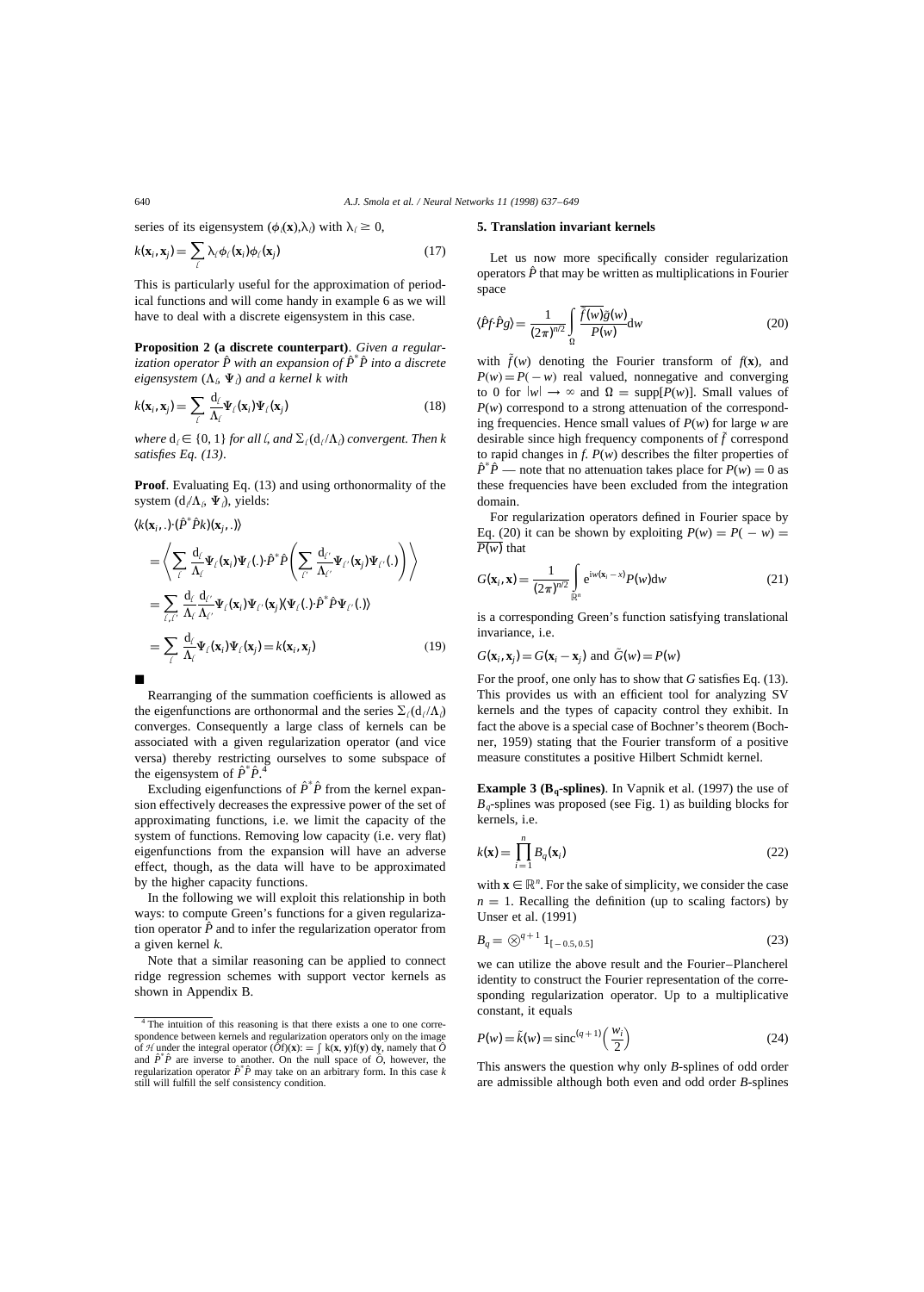series of its eigensystem $(\phi_\ell(\mathbf{x}),\lambda_\ell)$ with $\lambda_\ell \geq 0$,

$$k(\mathbf{x}_i,\mathbf{x}_j)=\sum_\ell \lambda_\ell \phi_\ell(\mathbf{x}_i)\phi_\ell(\mathbf{x}_j) \tag{17}$$

This is particularly useful for the approximation of periodical functions and will come handy in example 6 as we will have to deal with a discrete eigensystem in this case.

**Proposition 2 (a discrete counterpart)**. *Given a regularization operator $\hat{P}$ with an expansion of $\hat{P}^*\hat{P}$ into a discrete eigensystem $(\Lambda_\ell, \Psi_\ell)$ and a kernel $k$ with*

$$k(\mathbf{x}_i,\mathbf{x}_j)=\sum_\ell \frac{d_\ell}{\Lambda_\ell}\Psi_\ell(\mathbf{x}_i)\Psi_\ell(\mathbf{x}_j) \tag{18}$$

*where $d_\ell \in \{0,1\}$ for all $\ell$, and $\sum_\ell (d_\ell/\Lambda_\ell)$ convergent. Then $k$ satisfies Eq. (13).*

**Proof**. Evaluating Eq. (13) and using orthonormality of the system $(d_\ell/\Lambda_\ell, \Psi_\ell)$, yields:

$$\begin{aligned}
&\langle k(\mathbf{x}_i,.)\cdot(\hat{P}^*\hat{P}k)(\mathbf{x}_j,.)\rangle \\
&=\left\langle \sum_\ell \frac{d_\ell}{\Lambda_\ell}\Psi_\ell(\mathbf{x}_i)\Psi_\ell(.)\cdot\hat{P}^*\hat{P}\left(\sum_{\ell'}\frac{d_{\ell'}}{\Lambda_{\ell'}}\Psi_{\ell'}(\mathbf{x}_j)\Psi_{\ell'}(.)\right)\right\rangle \\
&=\sum_{\ell,\ell'}\frac{d_\ell}{\Lambda_\ell}\frac{d_{\ell'}}{\Lambda_{\ell'}}\Psi_\ell(\mathbf{x}_i)\Psi_{\ell'}(\mathbf{x}_j)\langle\Psi_\ell(.)\cdot\hat{P}^*\hat{P}\Psi_{\ell'}(.)\rangle \\
&=\sum_\ell \frac{d_\ell}{\Lambda_\ell}\Psi_\ell(\mathbf{x}_i)\Psi_\ell(\mathbf{x}_j)=k(\mathbf{x}_i,\mathbf{x}_j)
\end{aligned} \tag{19}$$

■

Rearranging of the summation coefficients is allowed as the eigenfunctions are orthonormal and the series $\sum_\ell (d_\ell/\Lambda_\ell)$ converges. Consequently a large class of kernels can be associated with a given regularization operator (and vice versa) thereby restricting ourselves to some subspace of the eigensystem of $\hat{P}^*\hat{P}$.[4]

Excluding eigenfunctions of $\hat{P}^*\hat{P}$ from the kernel expansion effectively decreases the expressive power of the set of approximating functions, i.e. we limit the capacity of the system of functions. Removing low capacity (i.e. very flat) eigenfunctions from the expansion will have an adverse effect, though, as the data will have to be approximated by the higher capacity functions.

In the following we will exploit this relationship in both ways: to compute Green's functions for a given regularization operator $\hat{P}$ and to infer the regularization operator from a given kernel $k$.

Note that a similar reasoning can be applied to connect ridge regression schemes with support vector kernels as shown in Appendix B.

[4] The intuition of this reasoning is that there exists a one to one correspondence between kernels and regularization operators only on the image of $\mathcal{H}$ under the integral operator $(\hat{O}f)(\mathbf{x}) := \int k(\mathbf{x},\mathbf{y})f(\mathbf{y})\,d\mathbf{y}$, namely that $\hat{O}$ and $\hat{P}^*\hat{P}$ are inverse to another. On the null space of $\hat{O}$, however, the regularization operator $\hat{P}^*\hat{P}$ may take on an arbitrary form. In this case $k$ still will fulfill the self consistency condition.

## 5. Translation invariant kernels

Let us now more specifically consider regularization operators $\hat{P}$ that may be written as multiplications in Fourier space

$$\langle \hat{P}f\cdot\hat{P}g\rangle=\frac{1}{(2\pi)^{n/2}}\int_\Omega \frac{\overline{\tilde{f}(w)}\tilde{g}(w)}{P(w)}dw \tag{20}$$

with $\tilde{f}(w)$ denoting the Fourier transform of $f(\mathbf{x})$, and $P(w)=P(-w)$ real valued, nonnegative and converging to 0 for $|w|\rightarrow\infty$ and $\Omega=\mathrm{supp}[P(w)]$. Small values of $P(w)$ correspond to a strong attenuation of the corresponding frequencies. Hence small values of $P(w)$ for large $w$ are desirable since high frequency components of $\tilde{f}$ correspond to rapid changes in $f$. $P(w)$ describes the filter properties of $\hat{P}^*\hat{P}$ — note that no attenuation takes place for $P(w)=0$ as these frequencies have been excluded from the integration domain.

For regularization operators defined in Fourier space by Eq. (20) it can be shown by exploiting $P(w)=P(-w)=\overline{P(w)}$ that

$$G(\mathbf{x}_i,\mathbf{x})=\frac{1}{(2\pi)^{n/2}}\int_{\mathbb{R}^n} e^{iw(\mathbf{x}_i-x)}P(w)dw \tag{21}$$

is a corresponding Green's function satisfying translational invariance, i.e.

$$G(\mathbf{x}_i,\mathbf{x}_j)=G(\mathbf{x}_i-\mathbf{x}_j) \text{ and } \tilde{G}(w)=P(w)$$

For the proof, one only has to show that $G$ satisfies Eq. (13). This provides us with an efficient tool for analyzing SV kernels and the types of capacity control they exhibit. In fact the above is a special case of Bochner's theorem (Bochner, 1959) stating that the Fourier transform of a positive measure constitutes a positive Hilbert Schmidt kernel.

**Example 3 ($B_q$-splines)**. In Vapnik et al. (1997) the use of $B_q$-splines was proposed (see Fig. 1) as building blocks for kernels, i.e.

$$k(\mathbf{x})=\prod_{i=1}^n B_q(\mathbf{x}_i) \tag{22}$$

with $\mathbf{x}\in\mathbb{R}^n$. For the sake of simplicity, we consider the case $n=1$. Recalling the definition (up to scaling factors) by Unser et al. (1991)

$$B_q=\otimes^{q+1}1_{[-0.5,0.5]} \tag{23}$$

we can utilize the above result and the Fourier–Plancherel identity to construct the Fourier representation of the corresponding regularization operator. Up to a multiplicative constant, it equals

$$P(w)=\tilde{k}(w)=\mathrm{sinc}^{(q+1)}\left(\frac{w_i}{2}\right) \tag{24}$$

This answers the question why only $B$-splines of odd order are admissible although both even and odd order $B$-splines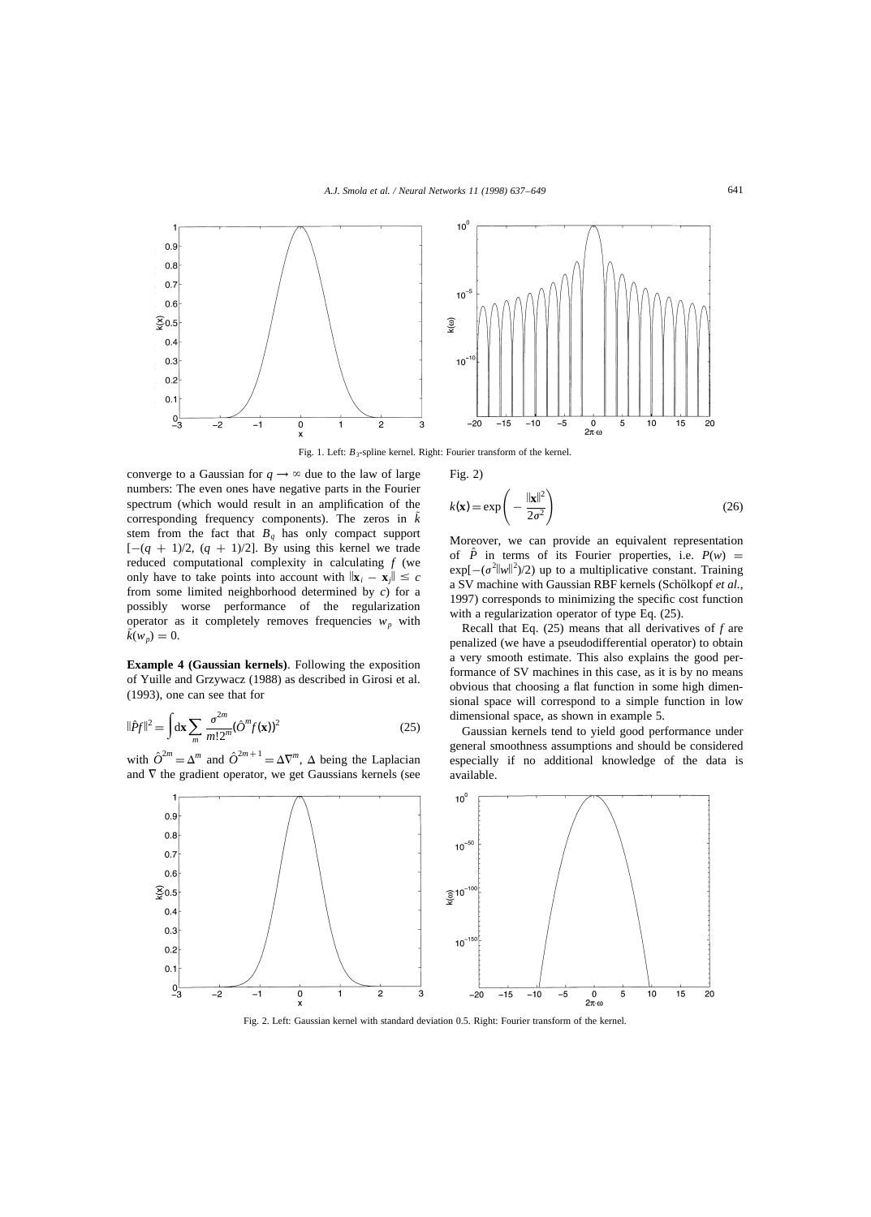Fig. 1. Left: $B_3$-spline kernel. Right: Fourier transform of the kernel.

converge to a Gaussian for $q \to \infty$ due to the law of large numbers: The even ones have negative parts in the Fourier spectrum (which would result in an amplification of the corresponding frequency components). The zeros in $\tilde{k}$ stem from the fact that $B_q$ has only compact support $[-(q+1)/2, (q+1)/2]$. By using this kernel we trade reduced computational complexity in calculating $f$ (we only have to take points into account with $\|\mathbf{x}_i - \mathbf{x}_j\| \le c$ from some limited neighborhood determined by $c$) for a possibly worse performance of the regularization operator as it completely removes frequencies $w_p$ with $\tilde{k}(w_p) = 0$.

**Example 4 (Gaussian kernels)**. Following the exposition of Yuille and Grzywacz (1988) as described in Girosi et al. (1993), one can see that for

$$\|\hat{P}f\|^2 = \int d\mathbf{x} \sum_m \frac{\sigma^{2m}}{m!2^m} (\hat{O}^m f(\mathbf{x}))^2 \tag{25}$$

with $\hat{O}^{2m} = \Delta^m$ and $\hat{O}^{2m+1} = \Delta\nabla^m$, $\Delta$ being the Laplacian and $\nabla$ the gradient operator, we get Gaussians kernels (see Fig. 2)

$$k(\mathbf{x}) = \exp\left(-\frac{\|\mathbf{x}\|^2}{2\sigma^2}\right) \tag{26}$$

Moreover, we can provide an equivalent representation of $\hat{P}$ in terms of its Fourier properties, i.e. $P(w) = \exp[-(\sigma^2\|w\|^2)/2)$ up to a multiplicative constant. Training a SV machine with Gaussian RBF kernels (Schölkopf *et al.*, 1997) corresponds to minimizing the specific cost function with a regularization operator of type Eq. (25).

Recall that Eq. (25) means that all derivatives of $f$ are penalized (we have a pseudodifferential operator) to obtain a very smooth estimate. This also explains the good performance of SV machines in this case, as it is by no means obvious that choosing a flat function in some high dimensional space will correspond to a simple function in low dimensional space, as shown in example 5.

Gaussian kernels tend to yield good performance under general smoothness assumptions and should be considered especially if no additional knowledge of the data is available.

Fig. 2. Left: Gaussian kernel with standard deviation 0.5. Right: Fourier transform of the kernel.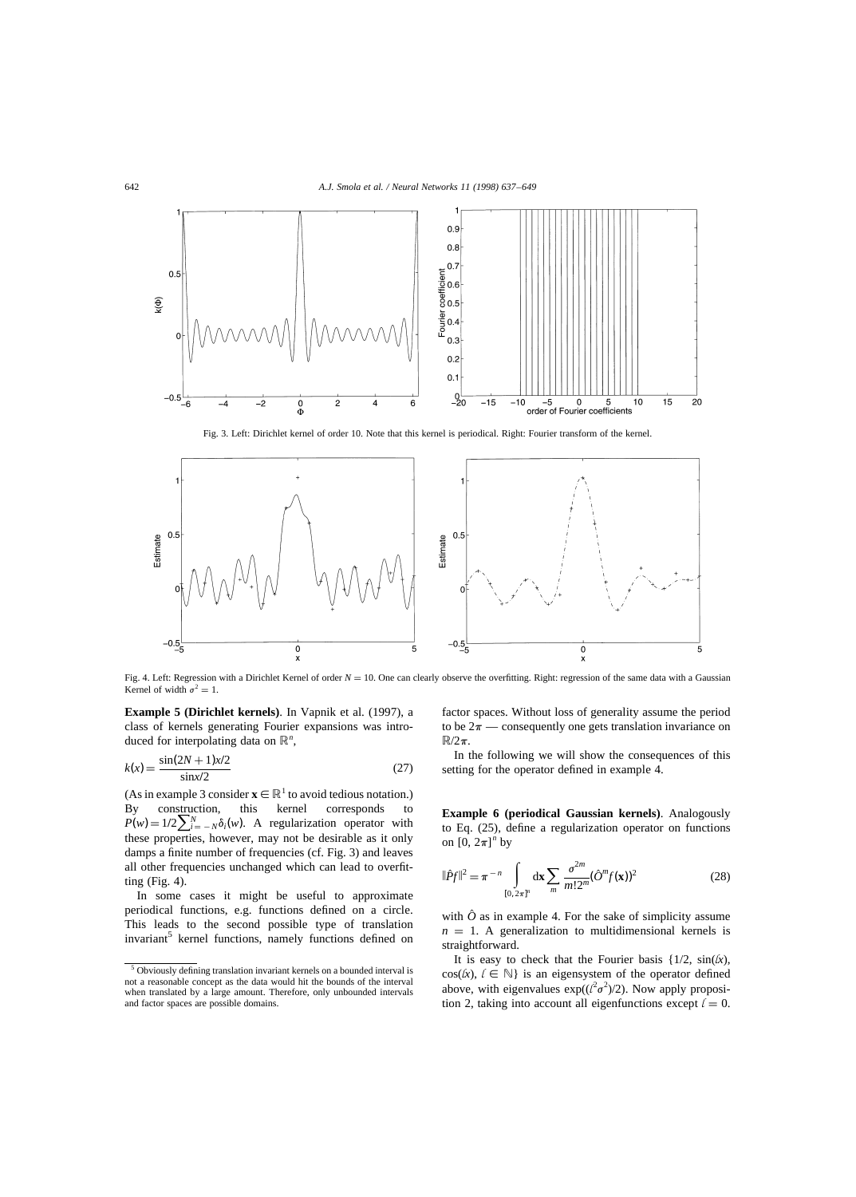Fig. 3. Left: Dirichlet kernel of order 10. Note that this kernel is periodical. Right: Fourier transform of the kernel.

Fig. 4. Left: Regression with a Dirichlet Kernel of order $N = 10$. One can clearly observe the overfitting. Right: regression of the same data with a Gaussian Kernel of width $\sigma^2 = 1$.

**Example 5 (Dirichlet kernels)**. In Vapnik et al. (1997), a class of kernels generating Fourier expansions was introduced for interpolating data on $\mathbb{R}^n$,

$$k(x) = \frac{\sin(2N+1)x/2}{\sin x/2} \tag{27}$$

(As in example 3 consider $\mathbf{x} \in \mathbb{R}^1$ to avoid tedious notation.) By construction, this kernel corresponds to $P(w) = 1/2 \sum_{i=-N}^{N} \delta_i(w)$. A regularization operator with these properties, however, may not be desirable as it only damps a finite number of frequencies (cf. Fig. 3) and leaves all other frequencies unchanged which can lead to overfitting (Fig. 4).

In some cases it might be useful to approximate periodical functions, e.g. functions defined on a circle. This leads to the second possible type of translation invariant[5] kernel functions, namely functions defined on factor spaces. Without loss of generality assume the period to be $2\pi$ — consequently one gets translation invariance on $\mathbb{R}/2\pi$.

In the following we will show the consequences of this setting for the operator defined in example 4.

**Example 6 (periodical Gaussian kernels)**. Analogously to Eq. (25), define a regularization operator on functions on $[0, 2\pi]^n$ by

$$\|\hat{P}f\|^2 = \pi^{-n} \int_{[0,2\pi]^n} d\mathbf{x} \sum_m \frac{\sigma^{2m}}{m! 2^m} (\hat{O}^m f(\mathbf{x}))^2 \tag{28}$$

with $\hat{O}$ as in example 4. For the sake of simplicity assume $n = 1$. A generalization to multidimensional kernels is straightforward.

It is easy to check that the Fourier basis $\{1/2, \sin(\ell x), \cos(\ell x), \ell \in \mathbb{N}\}$ is an eigensystem of the operator defined above, with eigenvalues $\exp((\ell^2\sigma^2)/2)$. Now apply proposition 2, taking into account all eigenfunctions except $\ell = 0$.

[5] Obviously defining translation invariant kernels on a bounded interval is not a reasonable concept as the data would hit the bounds of the interval when translated by a large amount. Therefore, only unbounded intervals and factor spaces are possible domains.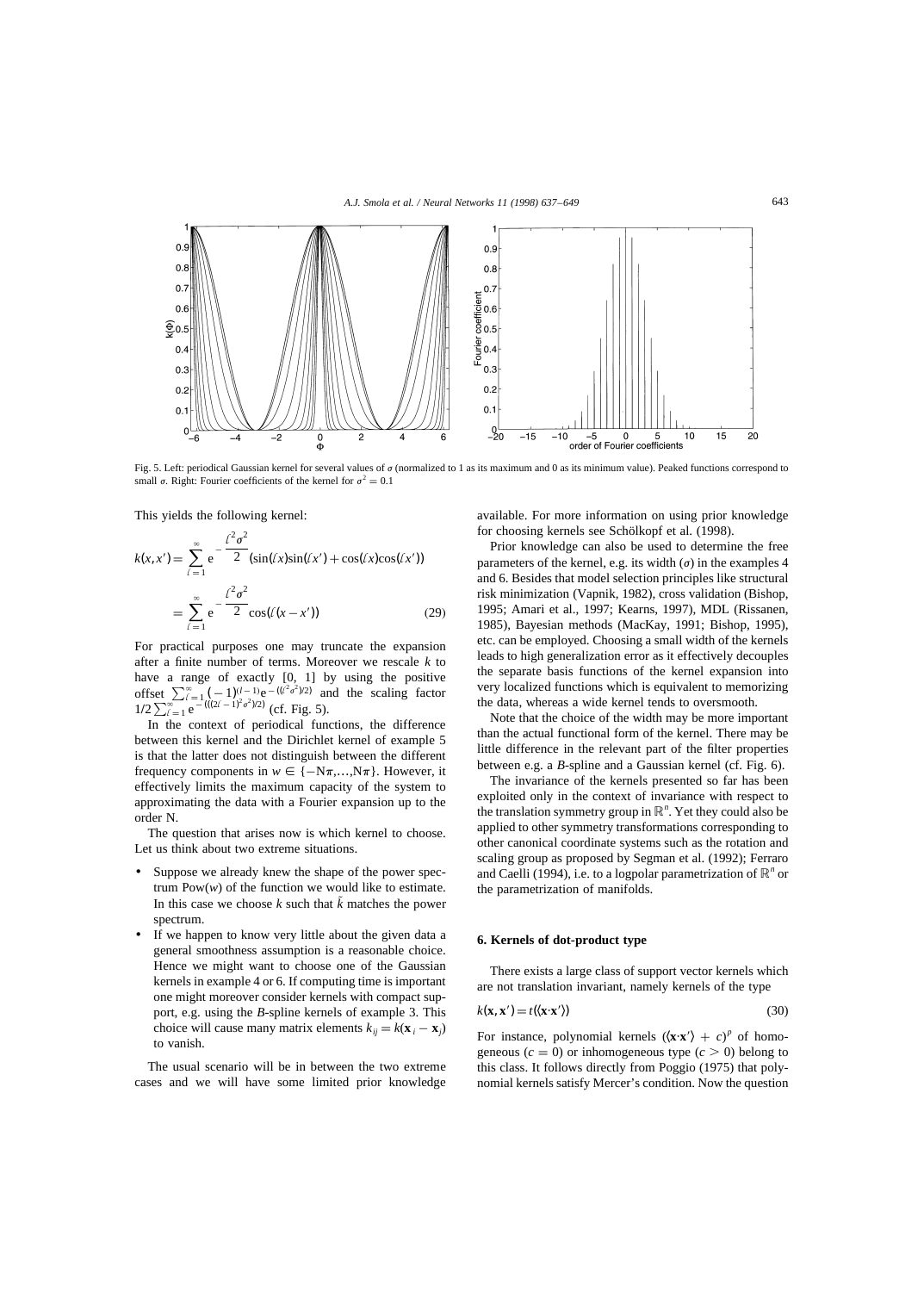Fig. 5. Left: periodical Gaussian kernel for several values of $\sigma$ (normalized to 1 as its maximum and 0 as its minimum value). Peaked functions correspond to small $\sigma$. Right: Fourier coefficients of the kernel for $\sigma^2 = 0.1$

This yields the following kernel:

$$k(x, x') = \sum_{\ell=1}^{\infty} e^{-\frac{\ell^2 \sigma^2}{2}} (\sin(\ell x)\sin(\ell x') + \cos(\ell x)\cos(\ell x'))$$

$$= \sum_{\ell=1}^{\infty} e^{-\frac{\ell^2 \sigma^2}{2}} \cos(\ell(x - x')) \tag{29}$$

For practical purposes one may truncate the expansion after a finite number of terms. Moreover we rescale $k$ to have a range of exactly [0, 1] by using the positive offset $\sum_{\ell=1}^{\infty} (-1)^{(\ell-1)} e^{-((\ell^2\sigma^2)/2)}$ and the scaling factor $1/2 \sum_{\ell=1}^{\infty} e^{-(((2\ell-1)^2\sigma^2)/2)}$ (cf. Fig. 5).

In the context of periodical functions, the difference between this kernel and the Dirichlet kernel of example 5 is that the latter does not distinguish between the different frequency components in $w \in \{-N\pi, \ldots, N\pi\}$. However, it effectively limits the maximum capacity of the system to approximating the data with a Fourier expansion up to the order N.

The question that arises now is which kernel to choose. Let us think about two extreme situations.

- Suppose we already knew the shape of the power spectrum Pow($w$) of the function we would like to estimate. In this case we choose $k$ such that $\tilde{k}$ matches the power spectrum.
- If we happen to know very little about the given data a general smoothness assumption is a reasonable choice. Hence we might want to choose one of the Gaussian kernels in example 4 or 6. If computing time is important one might moreover consider kernels with compact support, e.g. using the *B*-spline kernels of example 3. This choice will cause many matrix elements $k_{ij} = k(\mathbf{x}_i - \mathbf{x}_j)$ to vanish.

The usual scenario will be in between the two extreme cases and we will have some limited prior knowledge available. For more information on using prior knowledge for choosing kernels see Schölkopf et al. (1998).

Prior knowledge can also be used to determine the free parameters of the kernel, e.g. its width ($\sigma$) in the examples 4 and 6. Besides that model selection principles like structural risk minimization (Vapnik, 1982), cross validation (Bishop, 1995; Amari et al., 1997; Kearns, 1997), MDL (Rissanen, 1985), Bayesian methods (MacKay, 1991; Bishop, 1995), etc. can be employed. Choosing a small width of the kernels leads to high generalization error as it effectively decouples the separate basis functions of the kernel expansion into very localized functions which is equivalent to memorizing the data, whereas a wide kernel tends to oversmooth.

Note that the choice of the width may be more important than the actual functional form of the kernel. There may be little difference in the relevant part of the filter properties between e.g. a *B*-spline and a Gaussian kernel (cf. Fig. 6).

The invariance of the kernels presented so far has been exploited only in the context of invariance with respect to the translation symmetry group in $\mathbb{R}^n$. Yet they could also be applied to other symmetry transformations corresponding to other canonical coordinate systems such as the rotation and scaling group as proposed by Segman et al. (1992); Ferraro and Caelli (1994), i.e. to a logpolar parametrization of $\mathbb{R}^n$ or the parametrization of manifolds.

## 6. Kernels of dot-product type

There exists a large class of support vector kernels which are not translation invariant, namely kernels of the type

$$k(\mathbf{x}, \mathbf{x}') = t(\langle \mathbf{x} \cdot \mathbf{x}' \rangle) \tag{30}$$

For instance, polynomial kernels $(\langle \mathbf{x} \cdot \mathbf{x}' \rangle + c)^p$ of homogeneous ($c = 0$) or inhomogeneous type ($c > 0$) belong to this class. It follows directly from Poggio (1975) that polynomial kernels satisfy Mercer's condition. Now the question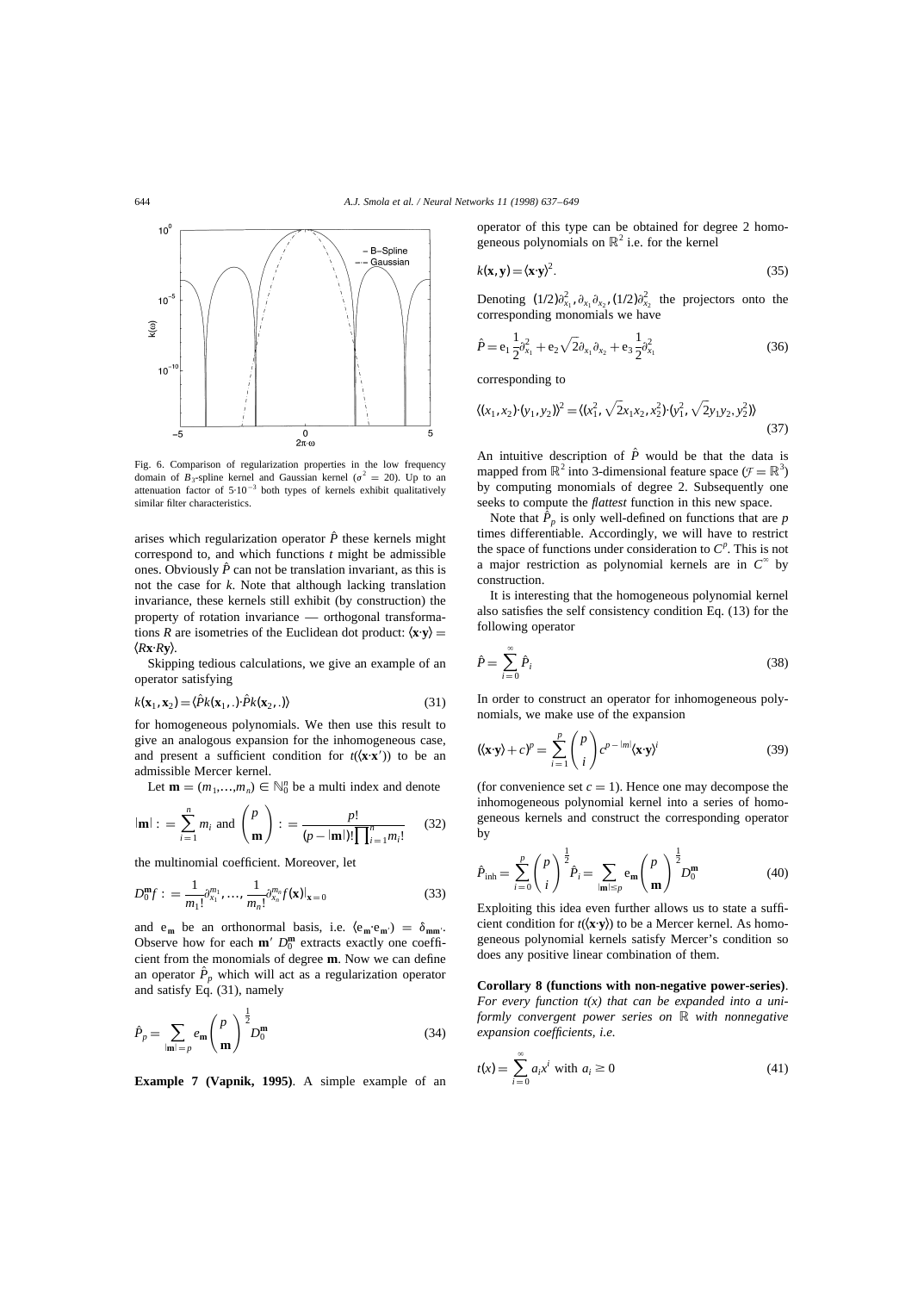Fig. 6. Comparison of regularization properties in the low frequency domain of $B_3$-spline kernel and Gaussian kernel ($\sigma^2 = 20$). Up to an attenuation factor of $5 \cdot 10^{-3}$ both types of kernels exhibit qualitatively similar filter characteristics.

arises which regularization operator $\hat{P}$ these kernels might correspond to, and which functions $t$ might be admissible ones. Obviously $\hat{P}$ can not be translation invariant, as this is not the case for $k$. Note that although lacking translation invariance, these kernels still exhibit (by construction) the property of rotation invariance — orthogonal transformations $R$ are isometries of the Euclidean dot product: $\langle \mathbf{x} \cdot \mathbf{y} \rangle = \langle R\mathbf{x} \cdot R\mathbf{y} \rangle$.

Skipping tedious calculations, we give an example of an operator satisfying

$$k(\mathbf{x}_1, \mathbf{x}_2) = \langle \hat{P}k(\mathbf{x}_1, .) \cdot \hat{P}k(\mathbf{x}_2, .) \rangle \tag{31}$$

for homogeneous polynomials. We then use this result to give an analogous expansion for the inhomogeneous case, and present a sufficient condition for $t(\langle \mathbf{x} \cdot \mathbf{x}' \rangle)$ to be an admissible Mercer kernel.

Let $\mathbf{m} = (m_1, \ldots, m_n) \in \mathbb{N}_0^n$ be a multi index and denote

$$|\mathbf{m}| := \sum_{i=1}^{n} m_i \text{ and } \binom{p}{\mathbf{m}} := \frac{p!}{(p - |\mathbf{m}|)! \prod_{i=1}^{n} m_i!} \tag{32}$$

the multinomial coefficient. Moreover, let

$$D_0^{\mathbf{m}} f := \frac{1}{m_1!} \partial_{x_1}^{m_1}, \ldots, \frac{1}{m_n!} \partial_{x_n}^{m_n} f(\mathbf{x})|_{\mathbf{x}=0} \tag{33}$$

and $e_{\mathbf{m}}$ be an orthonormal basis, i.e. $\langle e_{\mathbf{m}} \cdot e_{\mathbf{m}'} \rangle = \delta_{\mathbf{m}\mathbf{m}'}$. Observe how for each $\mathbf{m}'$ $D_0^{\mathbf{m}}$ extracts exactly one coefficient from the monomials of degree $\mathbf{m}$. Now we can define an operator $\hat{P}_p$ which will act as a regularization operator and satisfy Eq. (31), namely

$$\hat{P}_p = \sum_{|\mathbf{m}|=p} e_{\mathbf{m}} \binom{p}{\mathbf{m}}^{\frac{1}{2}} D_0^{\mathbf{m}} \tag{34}$$

**Example 7 (Vapnik, 1995)**. A simple example of an operator of this type can be obtained for degree 2 homogeneous polynomials on $\mathbb{R}^2$ i.e. for the kernel

$$k(\mathbf{x}, \mathbf{y}) = \langle \mathbf{x} \cdot \mathbf{y} \rangle^2. \tag{35}$$

Denoting $(1/2)\partial_{x_1}^2, \partial_{x_1}\partial_{x_2}, (1/2)\partial_{x_2}^2$ the projectors onto the corresponding monomials we have

$$\hat{P} = e_1 \frac{1}{2}\partial_{x_1}^2 + e_2 \sqrt{2}\partial_{x_1}\partial_{x_2} + e_3 \frac{1}{2}\partial_{x_1}^2 \tag{36}$$

corresponding to

$$\langle (x_1, x_2) \cdot (y_1, y_2) \rangle^2 = \langle (x_1^2, \sqrt{2}x_1x_2, x_2^2) \cdot (y_1^2, \sqrt{2}y_1y_2, y_2^2) \rangle \tag{37}$$

An intuitive description of $\hat{P}$ would be that the data is mapped from $\mathbb{R}^2$ into 3-dimensional feature space ($\mathcal{F} = \mathbb{R}^3$) by computing monomials of degree 2. Subsequently one seeks to compute the *flattest* function in this new space.

Note that $\hat{P}_p$ is only well-defined on functions that are $p$ times differentiable. Accordingly, we will have to restrict the space of functions under consideration to $C^p$. This is not a major restriction as polynomial kernels are in $C^\infty$ by construction.

It is interesting that the homogeneous polynomial kernel also satisfies the self consistency condition Eq. (13) for the following operator

$$\hat{P} = \sum_{i=0}^{\infty} \hat{P}_i \tag{38}$$

In order to construct an operator for inhomogeneous polynomials, we make use of the expansion

$$(\langle \mathbf{x} \cdot \mathbf{y} \rangle + c)^p = \sum_{i=1}^{p} \binom{p}{i} c^{p-|m|} \langle \mathbf{x} \cdot \mathbf{y} \rangle^i \tag{39}$$

(for convenience set $c = 1$). Hence one may decompose the inhomogeneous polynomial kernel into a series of homogeneous kernels and construct the corresponding operator by

$$\hat{P}_{\text{inh}} = \sum_{i=0}^{p} \binom{p}{i}^{\frac{1}{2}} \hat{P}_i = \sum_{|\mathbf{m}| \le p} e_{\mathbf{m}} \binom{p}{\mathbf{m}}^{\frac{1}{2}} D_0^{\mathbf{m}} \tag{40}$$

Exploiting this idea even further allows us to state a sufficient condition for $t(\langle \mathbf{x} \cdot \mathbf{y} \rangle)$ to be a Mercer kernel. As homogeneous polynomial kernels satisfy Mercer's condition so does any positive linear combination of them.

**Corollary 8 (functions with non-negative power-series)**. *For every function $t(x)$ that can be expanded into a uniformly convergent power series on $\mathbb{R}$ with nonnegative expansion coefficients, i.e.*

$$t(x) = \sum_{i=0}^{\infty} a_i x^i \text{ with } a_i \ge 0 \tag{41}$$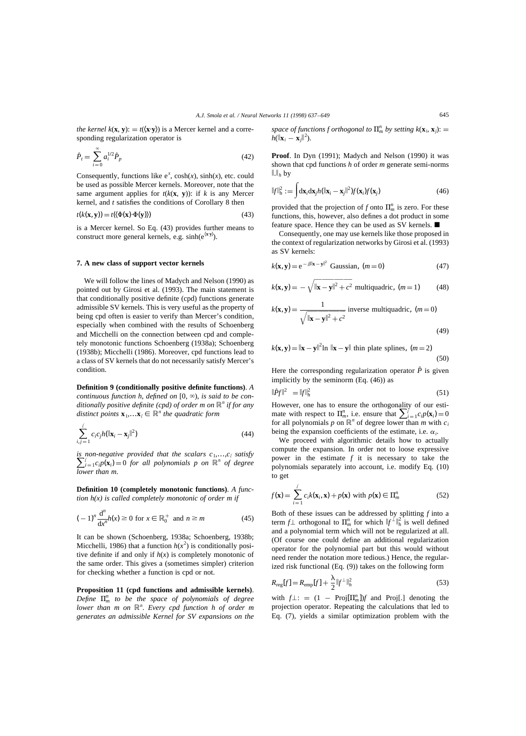*the kernel* $k(\mathbf{x}, \mathbf{y}) := t(\langle \mathbf{x} \cdot \mathbf{y} \rangle)$ *is a Mercer kernel and a corresponding regularization operator is*

$$\hat{P}_t = \sum_{i=0}^{\infty} a_i^{1/2} \hat{P}_p \tag{42}$$

Consequently, functions like $e^x$, $\cosh(x)$, $\sinh(x)$, etc. could be used as possible Mercer kernels. Moreover, note that the same argument applies for $t(k(\mathbf{x}, \mathbf{y}))$: if $k$ is any Mercer kernel, and $t$ satisfies the conditions of Corollary 8 then

$$t(k(\mathbf{x}, \mathbf{y})) = t(\langle \Phi(\mathbf{x}) \cdot \Phi(\mathbf{y}) \rangle) \tag{43}$$

is a Mercer kernel. So Eq. (43) provides further means to construct more general kernels, e.g. $\sinh(e^{\langle \mathbf{x} \cdot \mathbf{y} \rangle})$.

## 7. A new class of support vector kernels

We will follow the lines of Madych and Nelson (1990) as pointed out by Girosi et al. (1993). The main statement is that conditionally positive definite (cpd) functions generate admissible SV kernels. This is very useful as the property of being cpd often is easier to verify than Mercer's condition, especially when combined with the results of Schoenberg and Micchelli on the connection between cpd and completely monotonic functions Schoenberg (1938a); Schoenberg (1938b); Micchelli (1986). Moreover, cpd functions lead to a class of SV kernels that do not necessarily satisfy Mercer's condition.

**Definition 9 (conditionally positive definite functions)**. *A continuous function h, defined on* $[0, \infty)$, *is said to be conditionally positive definite (cpd) of order m on* $\mathbb{R}^n$ *if for any distinct points* $\mathbf{x}_1, \ldots \mathbf{x}_\ell \in \mathbb{R}^n$ *the quadratic form*

$$\sum_{i,j=1}^{\ell} c_i c_j h(\|\mathbf{x}_i - \mathbf{x}_j\|^2) \tag{44}$$

*is non-negative provided that the scalars* $c_1, \ldots, c_\ell$ *satisfy* $\sum_{i=1}^{\ell} c_i p(\mathbf{x}_i) = 0$ *for all polynomials p on* $\mathbb{R}^n$ *of degree lower than m.*

**Definition 10 (completely monotonic functions)**. *A function h(x) is called completely monotonic of order m if*

$$(-1)^n \frac{d^n}{dx^n} h(x) \geq 0 \text{ for } x \in \mathbb{R}_0^+ \text{ and } n \geq m \tag{45}$$

It can be shown (Schoenberg, 1938a; Schoenberg, 1938b; Micchelli, 1986) that a function $h(x^2)$ is conditionally positive definite if and only if $h(x)$ is completely monotonic of the same order. This gives a (sometimes simpler) criterion for checking whether a function is cpd or not.

**Proposition 11 (cpd functions and admissible kernels)**. *Define* $\Pi_m^n$ *to be the space of polynomials of degree lower than m on* $\mathbb{R}^n$. *Every cpd function h of order m generates an admissible Kernel for SV expansions on the space of functions f orthogonal to* $\Pi_m^n$ *by setting* $k(\mathbf{x}_i, \mathbf{x}_j) := h(\|\mathbf{x}_i - \mathbf{x}_j\|^2)$.

**Proof**. In Dyn (1991); Madych and Nelson (1990) it was shown that cpd functions $h$ of order $m$ generate semi-norms $\|.\|_h$ by

$$\|f\|_h^2 := \int d\mathbf{x}_i d\mathbf{x}_j h(\|\mathbf{x}_i - \mathbf{x}_j\|^2) f(\mathbf{x}_i) f(\mathbf{x}_j) \tag{46}$$

provided that the projection of $f$ onto $\Pi_m^n$ is zero. For these functions, this, however, also defines a dot product in some feature space. Hence they can be used as SV kernels. ■

Consequently, one may use kernels like those proposed in the context of regularization networks by Girosi et al. (1993) as SV kernels:

$$k(\mathbf{x}, \mathbf{y}) = e^{-\beta\|\mathbf{x}-\mathbf{y}\|^2} \text{ Gaussian, } (m = 0) \tag{47}$$

$$k(\mathbf{x}, \mathbf{y}) = -\sqrt{\|\mathbf{x}-\mathbf{y}\|^2 + c^2} \text{ multiquadric, } (m = 1) \tag{48}$$

$$k(\mathbf{x}, \mathbf{y}) = \frac{1}{\sqrt{\|\mathbf{x}-\mathbf{y}\|^2 + c^2}} \text{ inverse multiquadric, } (m = 0) \tag{49}$$

$$k(\mathbf{x}, \mathbf{y}) = \|\mathbf{x}-\mathbf{y}\|^2 \ln \|\mathbf{x}-\mathbf{y}\| \text{ thin plate splines, } (m = 2) \tag{50}$$

Here the corresponding regularization operator $\hat{P}$ is given implicitly by the seminorm (Eq. (46)) as

$$\|\hat{P}f\|^2 = \|f\|_h^2 \tag{51}$$

However, one has to ensure the orthogonality of our estimate with respect to $\Pi_m^n$, i.e. ensure that $\sum_{i=1}^{\ell} c_i p(\mathbf{x}_i) = 0$ for all polynomials $p$ on $\mathbb{R}^n$ of degree lower than $m$ with $c_i$ being the expansion coefficients of the estimate, i.e. $\alpha_i$.

We proceed with algorithmic details how to actually compute the expansion. In order not to loose expressive power in the estimate $f$ it is necessary to take the polynomials separately into account, i.e. modify Eq. (10) to get

$$f(\mathbf{x}) = \sum_{i=1}^{\ell} c_i k(\mathbf{x}_i, \mathbf{x}) + p(\mathbf{x}) \text{ with } p(\mathbf{x}) \in \Pi_m^n \tag{52}$$

Both of these issues can be addressed by splitting $f$ into a term $f\perp$ orthogonal to $\Pi_m^n$ for which $\|f^\perp\|_h^2$ is well defined and a polynomial term which will not be regularized at all. (Of course one could define an additional regularization operator for the polynomial part but this would without need render the notation more tedious.) Hence, the regularized risk functional (Eq. (9)) takes on the following form

$$R_{\text{reg}}[f] = R_{\text{emp}}[f] + \frac{\lambda}{2}\|f^\perp\|_h^2 \tag{53}$$

with $f\perp := (1 - \text{Proj}[\Pi_m^n])f$ and Proj[.] denoting the projection operator. Repeating the calculations that led to Eq. (7), yields a similar optimization problem with the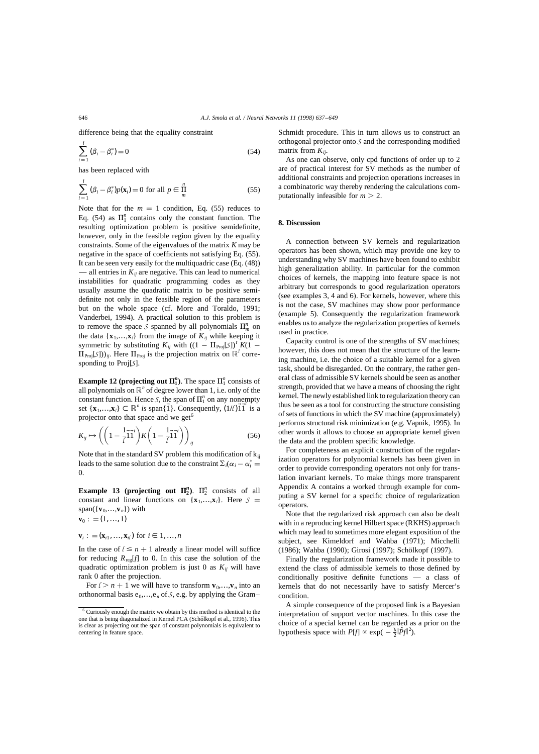difference being that the equality constraint

$$\sum_{i=1}^{l} (\beta_i - \beta_i^*) = 0 \tag{54}$$

has been replaced with

$$\sum_{i=1}^{l} (\beta_i - \beta_i^*) p(\mathbf{x}_i) = 0 \text{ for all } p \in \prod_m^n \tag{55}$$

Note that for the $m = 1$ condition, Eq. (55) reduces to Eq. (54) as $\Pi_1^n$ contains only the constant function. The resulting optimization problem is positive semidefinite, however, only in the feasible region given by the equality constraints. Some of the eigenvalues of the matrix $K$ may be negative in the space of coefficients not satisfying Eq. (55). It can be seen very easily for the multiquadric case (Eq. (48)) — all entries in $K_{ij}$ are negative. This can lead to numerical instabilities for quadratic programming codes as they usually assume the quadratic matrix to be positive semidefinite not only in the feasible region of the parameters but on the whole space (cf. More and Toraldo, 1991; Vanderbei, 1994). A practical solution to this problem is to remove the space $\mathcal{S}$ spanned by all polynomials $\Pi_m^n$ on the data $\{\mathbf{x}_1,\ldots,\mathbf{x}_l\}$ from the image of $K_{ij}$ while keeping it symmetric by substituting $K_{ij}$ with $((1 - \Pi_{\text{Proj}}[\mathcal{S}])^t K(1 - \Pi_{\text{Proj}}[\mathcal{S}]))_{ij}$. Here $\Pi_{\text{Proj}}$ is the projection matrix on $\mathbb{R}^l$ corresponding to Proj[$\mathcal{S}$].

**Example 12 (projecting out $\Pi_1^n$).** The space $\Pi_1^n$ consists of all polynomials on $\mathbb{R}^n$ of degree lower than 1, i.e. only of the constant function. Hence $\mathcal{S}$, the span of $\Pi_1^n$ on any nonempty set $\{\mathbf{x}_1,\ldots,\mathbf{x}_l\} \subset \mathbb{R}^n$ *is* span$\{\vec{1}\}$. Consequently, $(1/l)\vec{1}\vec{1}^t$ is a projector onto that space and we get[6]

$$K_{ij} \mapsto \left(\left(1 - \frac{1}{l}\vec{1}\vec{1}^t\right) K \left(1 - \frac{1}{l}\vec{1}\vec{1}^t\right)\right)_{ij} \tag{56}$$

Note that in the standard SV problem this modification of $k_{ij}$ leads to the same solution due to the constraint $\Sigma_i(\alpha_i - \alpha_i^* = 0$.

**Example 13 (projecting out $\Pi_2^n$).** $\Pi_2^n$ consists of all constant and linear functions on $\{\mathbf{x}_1,\ldots,\mathbf{x}_l\}$. Here $\mathcal{S} =$ span$(\{\mathbf{v}_0,\ldots,\mathbf{v}_n\})$ with
$\mathbf{v}_0 := (1, \ldots, 1)$

$\mathbf{v}_i := (\mathbf{x}_{i1}, \ldots, \mathbf{x}_{il})$ for $i \in 1, \ldots, n$

In the case of $l \leq n + 1$ already a linear model will suffice for reducing $R_{\text{reg}}[f]$ to 0. In this case the solution of the quadratic optimization problem is just 0 as $K_{ij}$ will have rank 0 after the projection.

For $l > n + 1$ we will have to transform $\mathbf{v}_0,\ldots,\mathbf{v}_n$ into an orthonormal basis $e_0,\ldots,e_n$ of $\mathcal{S}$, e.g. by applying the Gram–Schmidt procedure. This in turn allows us to construct an orthogonal projector onto $\mathcal{S}$ and the corresponding modified matrix from $K_{ij}$.

As one can observe, only cpd functions of order up to 2 are of practical interest for SV methods as the number of additional constraints and projection operations increases in a combinatoric way thereby rendering the calculations computationally infeasible for $m > 2$.

## 8. Discussion

A connection between SV kernels and regularization operators has been shown, which may provide one key to understanding why SV machines have been found to exhibit high generalization ability. In particular for the common choices of kernels, the mapping into feature space is not arbitrary but corresponds to good regularization operators (see examples 3, 4 and 6). For kernels, however, where this is not the case, SV machines may show poor performance (example 5). Consequently the regularization framework enables us to analyze the regularization properties of kernels used in practice.

Capacity control is one of the strengths of SV machines; however, this does not mean that the structure of the learning machine, i.e. the choice of a suitable kernel for a given task, should be disregarded. On the contrary, the rather general class of admissible SV kernels should be seen as another strength, provided that we have a means of choosing the right kernel. The newly established link to regularization theory can thus be seen as a tool for constructing the structure consisting of sets of functions in which the SV machine (approximately) performs structural risk minimization (e.g. Vapnik, 1995). In other words it allows to choose an appropriate kernel given the data and the problem specific knowledge.

For completeness an explicit construction of the regularization operators for polynomial kernels has been given in order to provide corresponding operators not only for translation invariant kernels. To make things more transparent Appendix A contains a worked through example for computing a SV kernel for a specific choice of regularization operators.

Note that the regularized risk approach can also be dealt with in a reproducing kernel Hilbert space (RKHS) approach which may lead to sometimes more elegant exposition of the subject, see Kimeldorf and Wahba (1971); Micchelli (1986); Wahba (1990); Girosi (1997); Schölkopf (1997).

Finally the regularization framework made it possible to extend the class of admissible kernels to those defined by conditionally positive definite functions — a class of kernels that do not necessarily have to satisfy Mercer's condition.

A simple consequence of the proposed link is a Bayesian interpretation of support vector machines. In this case the choice of a special kernel can be regarded as a prior on the hypothesis space with $P[f] \propto \exp(-\frac{\lambda}{2}\|\hat{P}f\|^2)$.

[6] Curiously enough the matrix we obtain by this method is identical to the one that is being diagonalized in Kernel PCA (Schölkopf et al., 1996). This is clear as projecting out the span of constant polynomials is equivalent to centering in feature space.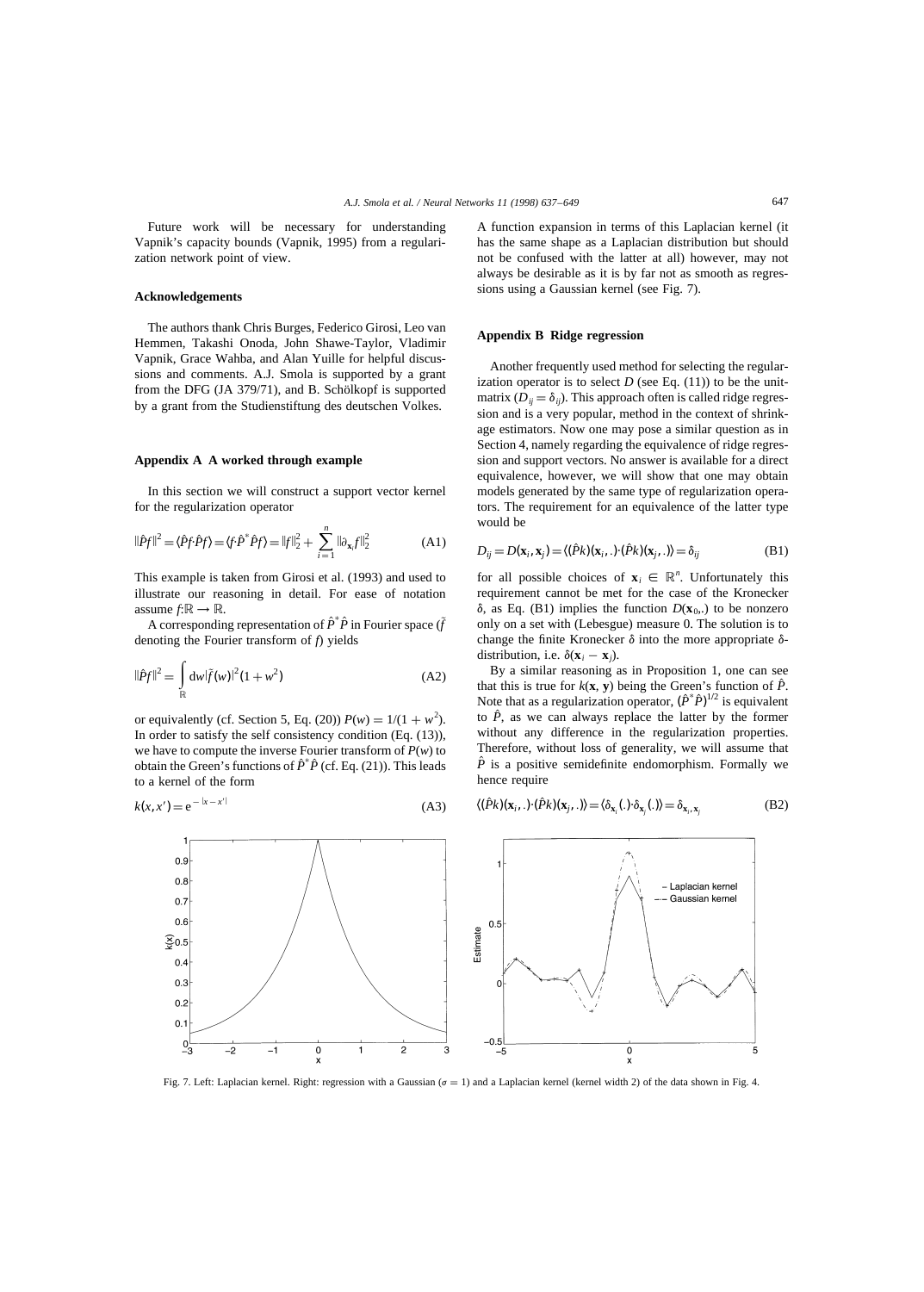Future work will be necessary for understanding Vapnik's capacity bounds (Vapnik, 1995) from a regularization network point of view.

### Acknowledgements

The authors thank Chris Burges, Federico Girosi, Leo van Hemmen, Takashi Onoda, John Shawe-Taylor, Vladimir Vapnik, Grace Wahba, and Alan Yuille for helpful discussions and comments. A.J. Smola is supported by a grant from the DFG (JA 379/71), and B. Schölkopf is supported by a grant from the Studienstiftung des deutschen Volkes.

### Appendix A A worked through example

In this section we will construct a support vector kernel for the regularization operator

$$\|\hat{P}f\|^2 = \langle \hat{P}f \cdot \hat{P}f \rangle = \langle f \cdot \hat{P}^* \hat{P} f \rangle = \|f\|_2^2 + \sum_{i=1}^{n} \|\partial_{\mathbf{x}_i} f\|_2^2 \tag{A1}$$

This example is taken from Girosi et al. (1993) and used to illustrate our reasoning in detail. For ease of notation assume $f: \mathbb{R} \to \mathbb{R}$.

A corresponding representation of $\hat{P}^* \hat{P}$ in Fourier space ($\tilde{f}$ denoting the Fourier transform of $f$) yields

$$\|\hat{P}f\|^2 = \int_{\mathbb{R}} \mathrm{d}w |\tilde{f}(w)|^2 (1 + w^2) \tag{A2}$$

or equivalently (cf. Section 5, Eq. (20)) $P(w) = 1/(1 + w^2)$. In order to satisfy the self consistency condition (Eq. (13)), we have to compute the inverse Fourier transform of $P(w)$ to obtain the Green's functions of $\hat{P}^* \hat{P}$ (cf. Eq. (21)). This leads to a kernel of the form

$$k(x, x') = \mathrm{e}^{-|x - x'|} \tag{A3}$$

A function expansion in terms of this Laplacian kernel (it has the same shape as a Laplacian distribution but should not be confused with the latter at all) however, may not always be desirable as it is by far not as smooth as regressions using a Gaussian kernel (see Fig. 7).

### Appendix B Ridge regression

Another frequently used method for selecting the regularization operator is to select $D$ (see Eq. (11)) to be the unit-matrix ($D_{ij} = \delta_{ij}$). This approach often is called ridge regression and is a very popular, method in the context of shrinkage estimators. Now one may pose a similar question as in Section 4, namely regarding the equivalence of ridge regression and support vectors. No answer is available for a direct equivalence, however, we will show that one may obtain models generated by the same type of regularization operators. The requirement for an equivalence of the latter type would be

$$D_{ij} = D(\mathbf{x}_i, \mathbf{x}_j) = \langle (\hat{P}k)(\mathbf{x}_i, .) \cdot (\hat{P}k)(\mathbf{x}_j, .) \rangle = \delta_{ij} \tag{B1}$$

for all possible choices of $\mathbf{x}_i \in \mathbb{R}^n$. Unfortunately this requirement cannot be met for the case of the Kronecker $\delta$, as Eq. (B1) implies the function $D(\mathbf{x}_0, .)$ to be nonzero only on a set with (Lebesgue) measure 0. The solution is to change the finite Kronecker $\delta$ into the more appropriate $\delta$-distribution, i.e. $\delta(\mathbf{x}_i - \mathbf{x}_j)$.

By a similar reasoning as in Proposition 1, one can see that this is true for $k(\mathbf{x}, \mathbf{y})$ being the Green's function of $\hat{P}$. Note that as a regularization operator, $(\hat{P}^* \hat{P})^{1/2}$ is equivalent to $\hat{P}$, as we can always replace the latter by the former without any difference in the regularization properties. Therefore, without loss of generality, we will assume that $\hat{P}$ is a positive semidefinite endomorphism. Formally we hence require

$$\langle (\hat{P}k)(\mathbf{x}_i, .) \cdot (\hat{P}k)(\mathbf{x}_j, .) \rangle = \langle \delta_{\mathbf{x}_i}(.) \cdot \delta_{\mathbf{x}_j}(.) \rangle = \delta_{\mathbf{x}_i, \mathbf{x}_j} \tag{B2}$$

Fig. 7. Left: Laplacian kernel. Right: regression with a Gaussian ($\sigma = 1$) and a Laplacian kernel (kernel width 2) of the data shown in Fig. 4.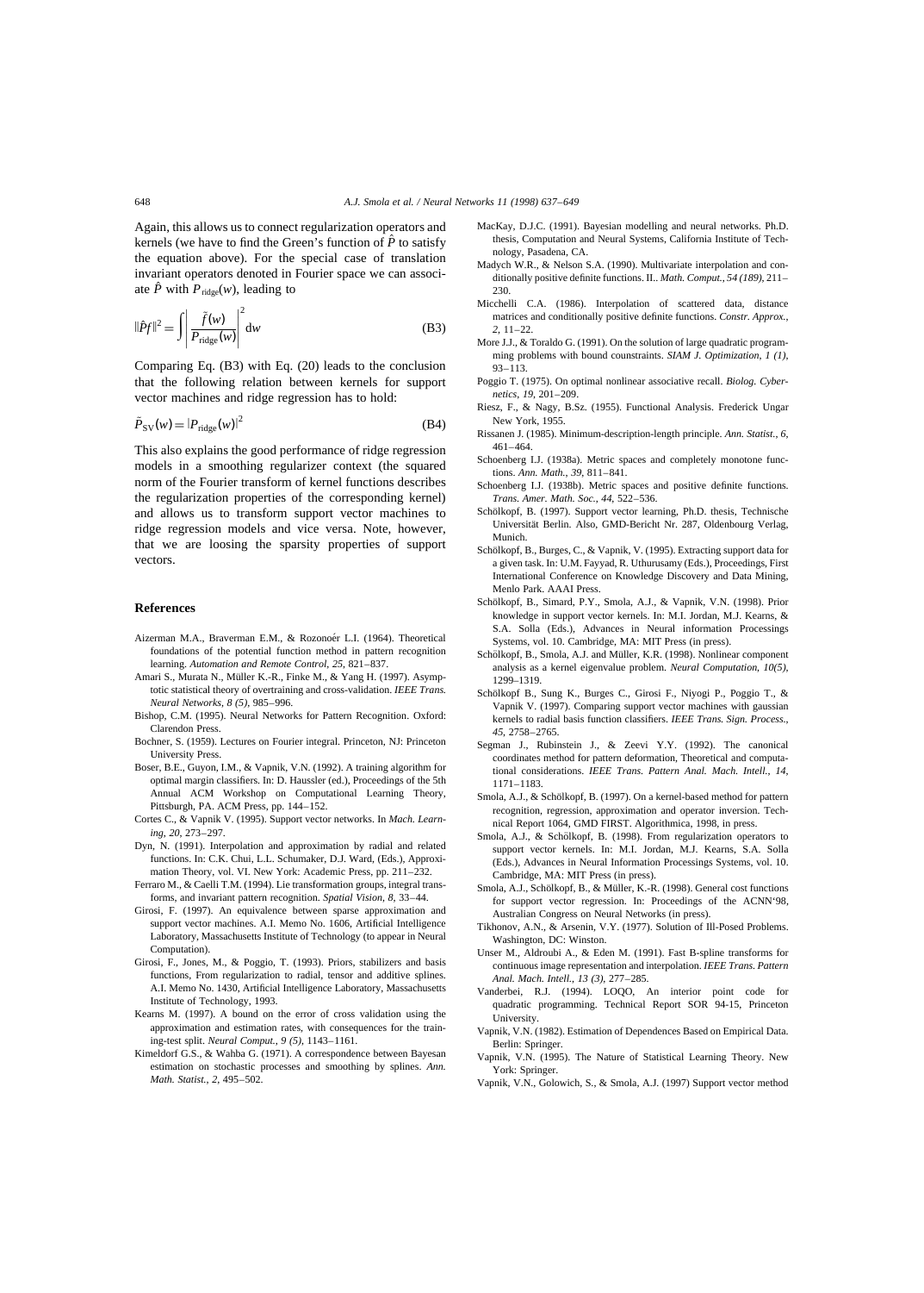Again, this allows us to connect regularization operators and kernels (we have to find the Green's function of $\hat{P}$ to satisfy the equation above). For the special case of translation invariant operators denoted in Fourier space we can associate $\hat{P}$ with $P_{\text{ridge}}(w)$, leading to

$$\|\hat{P}f\|^2 = \int \left| \frac{\tilde{f}(w)}{P_{\text{ridge}}(w)} \right|^2 \mathrm{d}w \tag{B3}$$

Comparing Eq. (B3) with Eq. (20) leads to the conclusion that the following relation between kernels for support vector machines and ridge regression has to hold:

$$\tilde{P}_{\text{SV}}(w) = |P_{\text{ridge}}(w)|^2 \tag{B4}$$

This also explains the good performance of ridge regression models in a smoothing regularizer context (the squared norm of the Fourier transform of kernel functions describes the regularization properties of the corresponding kernel) and allows us to transform support vector machines to ridge regression models and vice versa. Note, however, that we are loosing the sparsity properties of support vectors.

## References

Aizerman M.A., Braverman E.M., & Rozonoér L.I. (1964). Theoretical foundations of the potential function method in pattern recognition learning. *Automation and Remote Control*, *25*, 821–837.

Amari S., Murata N., Müller K.-R., Finke M., & Yang H. (1997). Asymptotic statistical theory of overtraining and cross-validation. *IEEE Trans. Neural Networks*, *8 (5)*, 985–996.

Bishop, C.M. (1995). Neural Networks for Pattern Recognition. Oxford: Clarendon Press.

Bochner, S. (1959). Lectures on Fourier integral. Princeton, NJ: Princeton University Press.

Boser, B.E., Guyon, I.M., & Vapnik, V.N. (1992). A training algorithm for optimal margin classifiers. In: D. Haussler (ed.), Proceedings of the 5th Annual ACM Workshop on Computational Learning Theory, Pittsburgh, PA. ACM Press, pp. 144–152.

Cortes C., & Vapnik V. (1995). Support vector networks. In *Mach. Learning*, *20*, 273–297.

Dyn, N. (1991). Interpolation and approximation by radial and related functions. In: C.K. Chui, L.L. Schumaker, D.J. Ward, (Eds.), Approximation Theory, vol. VI. New York: Academic Press, pp. 211–232.

Ferraro M., & Caelli T.M. (1994). Lie transformation groups, integral transforms, and invariant pattern recognition. *Spatial Vision*, *8*, 33–44.

Girosi, F. (1997). An equivalence between sparse approximation and support vector machines. A.I. Memo No. 1606, Artificial Intelligence Laboratory, Massachusetts Institute of Technology (to appear in Neural Computation).

Girosi, F., Jones, M., & Poggio, T. (1993). Priors, stabilizers and basis functions, From regularization to radial, tensor and additive splines. A.I. Memo No. 1430, Artificial Intelligence Laboratory, Massachusetts Institute of Technology, 1993.

Kearns M. (1997). A bound on the error of cross validation using the approximation and estimation rates, with consequences for the training-test split. *Neural Comput.*, *9 (5)*, 1143–1161.

Kimeldorf G.S., & Wahba G. (1971). A correspondence between Bayesan estimation on stochastic processes and smoothing by splines. *Ann. Math. Statist.*, *2*, 495–502.

MacKay, D.J.C. (1991). Bayesian modelling and neural networks. Ph.D. thesis, Computation and Neural Systems, California Institute of Technology, Pasadena, CA.

Madych W.R., & Nelson S.A. (1990). Multivariate interpolation and conditionally positive definite functions. II.. *Math. Comput.*, *54 (189)*, 211–230.

Micchelli C.A. (1986). Interpolation of scattered data, distance matrices and conditionally positive definite functions. *Constr. Approx.*, *2*, 11–22.

More J.J., & Toraldo G. (1991). On the solution of large quadratic programming problems with bound counstraints. *SIAM J. Optimization*, *1 (1)*, 93–113.

Poggio T. (1975). On optimal nonlinear associative recall. *Biolog. Cybernetics*, *19*, 201–209.

Riesz, F., & Nagy, B.Sz. (1955). Functional Analysis. Frederick Ungar New York, 1955.

Rissanen J. (1985). Minimum-description-length principle. *Ann. Statist.*, *6*, 461–464.

Schoenberg I.J. (1938a). Metric spaces and completely monotone functions. *Ann. Math.*, *39*, 811–841.

Schoenberg I.J. (1938b). Metric spaces and positive definite functions. *Trans. Amer. Math. Soc.*, *44*, 522–536.

Schölkopf, B. (1997). Support vector learning, Ph.D. thesis, Technische Universität Berlin. Also, GMD-Bericht Nr. 287, Oldenbourg Verlag, Munich.

Schölkopf, B., Burges, C., & Vapnik, V. (1995). Extracting support data for a given task. In: U.M. Fayyad, R. Uthurusamy (Eds.), Proceedings, First International Conference on Knowledge Discovery and Data Mining, Menlo Park. AAAI Press.

Schölkopf, B., Simard, P.Y., Smola, A.J., & Vapnik, V.N. (1998). Prior knowledge in support vector kernels. In: M.I. Jordan, M.J. Kearns, & S.A. Solla (Eds.), Advances in Neural information Processings Systems, vol. 10. Cambridge, MA: MIT Press (in press).

Schölkopf, B., Smola, A.J. and Müller, K.R. (1998). Nonlinear component analysis as a kernel eigenvalue problem. *Neural Computation*, *10(5)*, 1299–1319.

Schölkopf B., Sung K., Burges C., Girosi F., Niyogi P., Poggio T., & Vapnik V. (1997). Comparing support vector machines with gaussian kernels to radial basis function classifiers. *IEEE Trans. Sign. Process.*, *45*, 2758–2765.

Segman J., Rubinstein J., & Zeevi Y.Y. (1992). The canonical coordinates method for pattern deformation, Theoretical and computational considerations. *IEEE Trans. Pattern Anal. Mach. Intell.*, *14*, 1171–1183.

Smola, A.J., & Schölkopf, B. (1997). On a kernel-based method for pattern recognition, regression, approximation and operator inversion. Technical Report 1064, GMD FIRST. Algorithmica, 1998, in press.

Smola, A.J., & Schölkopf, B. (1998). From regularization operators to support vector kernels. In: M.I. Jordan, M.J. Kearns, S.A. Solla (Eds.), Advances in Neural Information Processings Systems, vol. 10. Cambridge, MA: MIT Press (in press).

Smola, A.J., Schölkopf, B., & Müller, K.-R. (1998). General cost functions for support vector regression. In: Proceedings of the ACNN'98, Australian Congress on Neural Networks (in press).

Tikhonov, A.N., & Arsenin, V.Y. (1977). Solution of Ill-Posed Problems. Washington, DC: Winston.

Unser M., Aldroubi A., & Eden M. (1991). Fast B-spline transforms for continuous image representation and interpolation. *IEEE Trans. Pattern Anal. Mach. Intell.*, *13 (3)*, 277–285.

Vanderbei, R.J. (1994). LOQO, An interior point code for quadratic programming. Technical Report SOR 94-15, Princeton University.

Vapnik, V.N. (1982). Estimation of Dependences Based on Empirical Data. Berlin: Springer.

Vapnik, V.N. (1995). The Nature of Statistical Learning Theory. New York: Springer.

Vapnik, V.N., Golowich, S., & Smola, A.J. (1997) Support vector method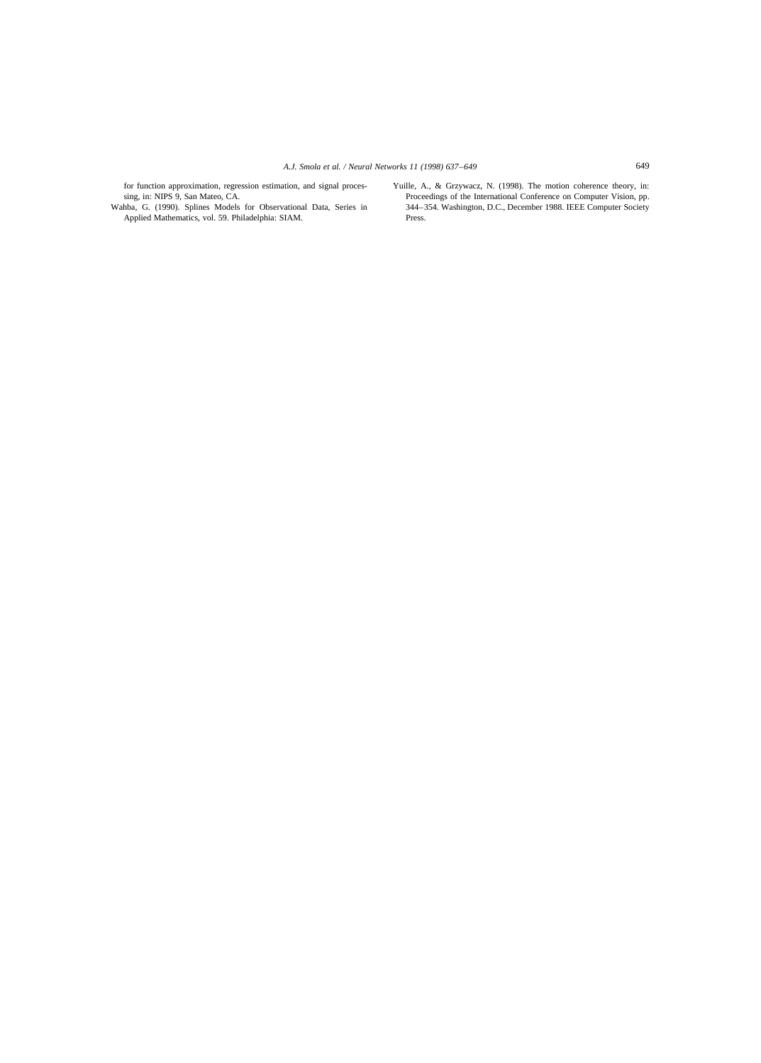for function approximation, regression estimation, and signal processing, in: NIPS 9, San Mateo, CA.

Wahba, G. (1990). Splines Models for Observational Data, Series in Applied Mathematics, vol. 59. Philadelphia: SIAM.

Yuille, A., & Grzywacz, N. (1998). The motion coherence theory, in: Proceedings of the International Conference on Computer Vision, pp. 344–354. Washington, D.C., December 1988. IEEE Computer Society Press.